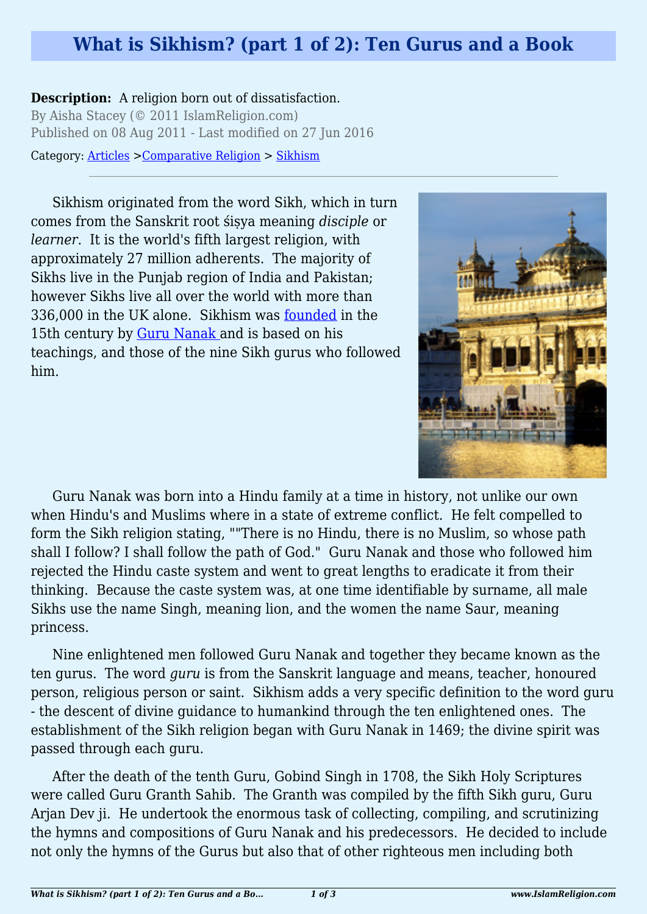# What is Sikhism? (part 1 of 2): Ten Gurus and a Book

**Description:** A religion born out of dissatisfaction.

By Aisha Stacey (© 2011 IslamReligion.com)

Published on 08 Aug 2011 - Last modified on 27 Jun 2016

Category: [Articles](#) >[Comparative Religion](#) > [Sikhism](#)

---

Sikhism originated from the word Sikh, which in turn comes from the Sanskrit root śiṣya meaning *disciple* or *learner*. It is the world's fifth largest religion, with approximately 27 million adherents. The majority of Sikhs live in the Punjab region of India and Pakistan; however Sikhs live all over the world with more than 336,000 in the UK alone. Sikhism was [founded](#) in the 15th century by [Guru Nanak](#) and is based on his teachings, and those of the nine Sikh gurus who followed him.

Guru Nanak was born into a Hindu family at a time in history, not unlike our own when Hindu's and Muslims where in a state of extreme conflict. He felt compelled to form the Sikh religion stating, ""There is no Hindu, there is no Muslim, so whose path shall I follow? I shall follow the path of God." Guru Nanak and those who followed him rejected the Hindu caste system and went to great lengths to eradicate it from their thinking. Because the caste system was, at one time identifiable by surname, all male Sikhs use the name Singh, meaning lion, and the women the name Saur, meaning princess.

Nine enlightened men followed Guru Nanak and together they became known as the ten gurus. The word *guru* is from the Sanskrit language and means, teacher, honoured person, religious person or saint. Sikhism adds a very specific definition to the word guru - the descent of divine guidance to humankind through the ten enlightened ones. The establishment of the Sikh religion began with Guru Nanak in 1469; the divine spirit was passed through each guru.

After the death of the tenth Guru, Gobind Singh in 1708, the Sikh Holy Scriptures were called Guru Granth Sahib. The Granth was compiled by the fifth Sikh guru, Guru Arjan Dev ji. He undertook the enormous task of collecting, compiling, and scrutinizing the hymns and compositions of Guru Nanak and his predecessors. He decided to include not only the hymns of the Gurus but also that of other righteous men including both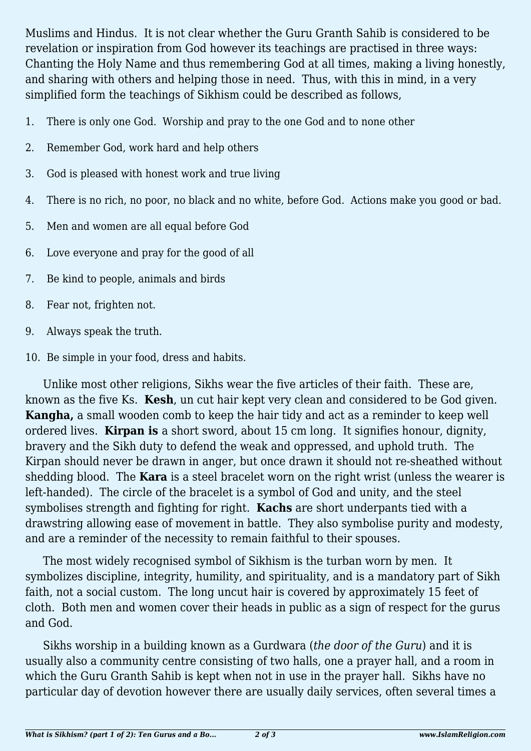Muslims and Hindus.  It is not clear whether the Guru Granth Sahib is considered to be revelation or inspiration from God however its teachings are practised in three ways: Chanting the Holy Name and thus remembering God at all times, making a living honestly, and sharing with others and helping those in need.  Thus, with this in mind, in a very simplified form the teachings of Sikhism could be described as follows,

1. There is only one God.  Worship and pray to the one God and to none other
2. Remember God, work hard and help others
3. God is pleased with honest work and true living
4. There is no rich, no poor, no black and no white, before God.  Actions make you good or bad.
5. Men and women are all equal before God
6. Love everyone and pray for the good of all
7. Be kind to people, animals and birds
8. Fear not, frighten not.
9. Always speak the truth.
10. Be simple in your food, dress and habits.

Unlike most other religions, Sikhs wear the five articles of their faith.  These are, known as the five Ks.  **Kesh**, un cut hair kept very clean and considered to be God given.  **Kangha,** a small wooden comb to keep the hair tidy and act as a reminder to keep well ordered lives.  **Kirpan is** a short sword, about 15 cm long.  It signifies honour, dignity, bravery and the Sikh duty to defend the weak and oppressed, and uphold truth.  The Kirpan should never be drawn in anger, but once drawn it should not re-sheathed without shedding blood.  The **Kara** is a steel bracelet worn on the right wrist (unless the wearer is left-handed).  The circle of the bracelet is a symbol of God and unity, and the steel symbolises strength and fighting for right.  **Kachs** are short underpants tied with a drawstring allowing ease of movement in battle.  They also symbolise purity and modesty, and are a reminder of the necessity to remain faithful to their spouses.

The most widely recognised symbol of Sikhism is the turban worn by men.  It symbolizes discipline, integrity, humility, and spirituality, and is a mandatory part of Sikh faith, not a social custom.  The long uncut hair is covered by approximately 15 feet of cloth.  Both men and women cover their heads in public as a sign of respect for the gurus and God.

Sikhs worship in a building known as a Gurdwara (*the door of the Guru*) and it is usually also a community centre consisting of two halls, one a prayer hall, and a room in which the Guru Granth Sahib is kept when not in use in the prayer hall.  Sikhs have no particular day of devotion however there are usually daily services, often several times a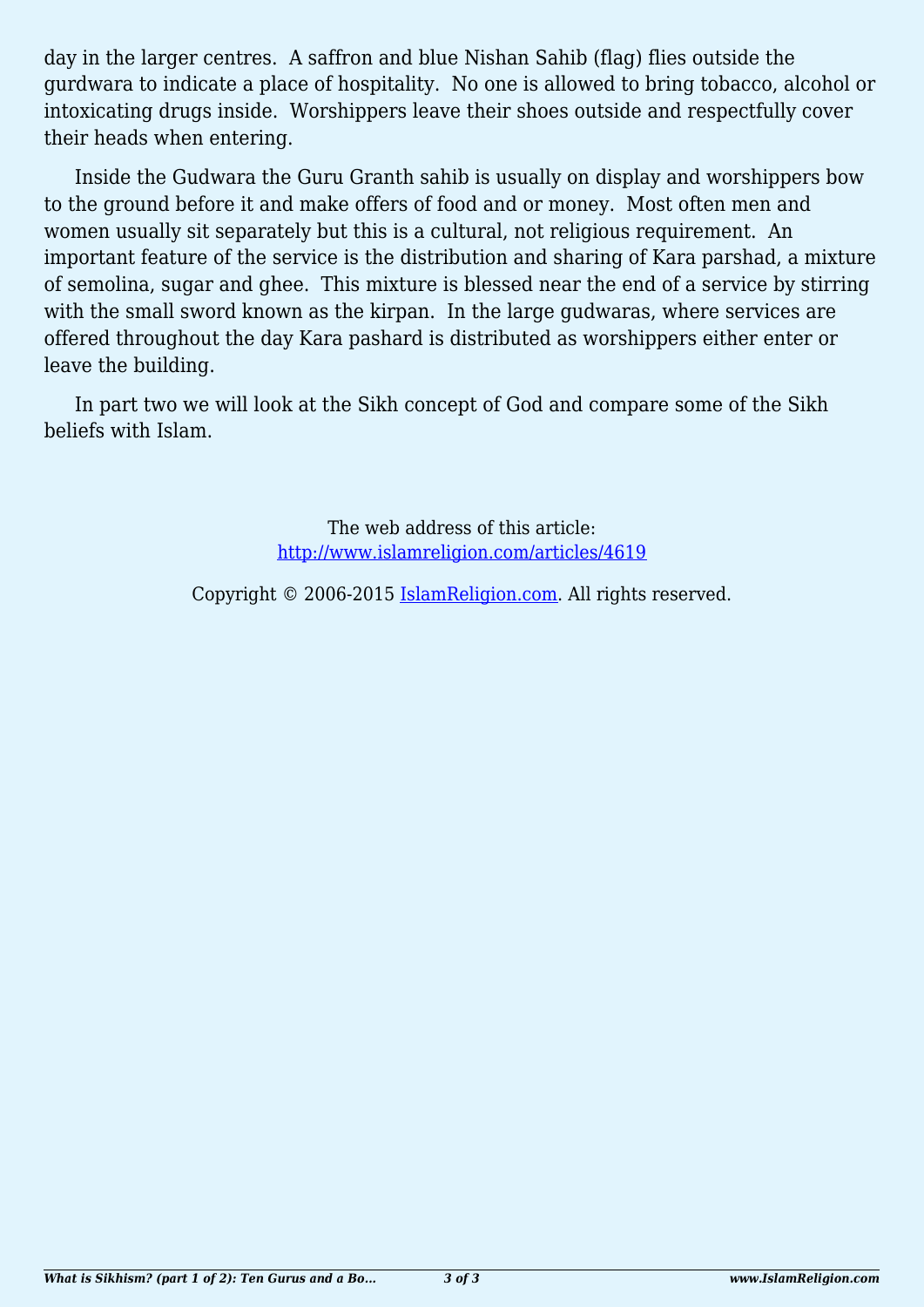day in the larger centres.  A saffron and blue Nishan Sahib (flag) flies outside the gurdwara to indicate a place of hospitality.  No one is allowed to bring tobacco, alcohol or intoxicating drugs inside.  Worshippers leave their shoes outside and respectfully cover their heads when entering.

Inside the Gudwara the Guru Granth sahib is usually on display and worshippers bow to the ground before it and make offers of food and or money.  Most often men and women usually sit separately but this is a cultural, not religious requirement.  An important feature of the service is the distribution and sharing of Kara parshad, a mixture of semolina, sugar and ghee.  This mixture is blessed near the end of a service by stirring with the small sword known as the kirpan.  In the large gudwaras, where services are offered throughout the day Kara pashard is distributed as worshippers either enter or leave the building.

In part two we will look at the Sikh concept of God and compare some of the Sikh beliefs with Islam.

The web address of this article:
http://www.islamreligion.com/articles/4619

Copyright © 2006-2015 IslamReligion.com. All rights reserved.